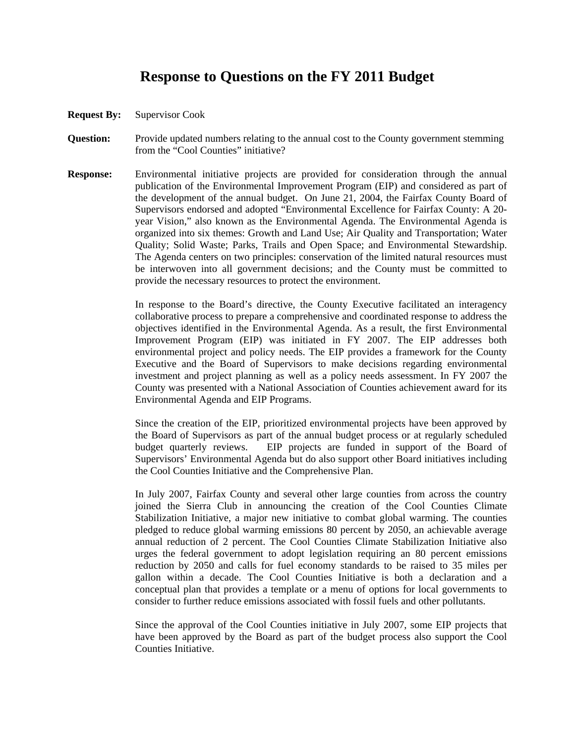# Response to Questions on the FY 2011 Budget

**Request By:** Supervisor Cook

**Question:** Provide updated numbers relating to the annual cost to the County government stemming from the "Cool Counties" initiative?

**Response:** Environmental initiative projects are provided for consideration through the annual publication of the Environmental Improvement Program (EIP) and considered as part of the development of the annual budget. On June 21, 2004, the Fairfax County Board of Supervisors endorsed and adopted "Environmental Excellence for Fairfax County: A 20-year Vision," also known as the Environmental Agenda. The Environmental Agenda is organized into six themes: Growth and Land Use; Air Quality and Transportation; Water Quality; Solid Waste; Parks, Trails and Open Space; and Environmental Stewardship. The Agenda centers on two principles: conservation of the limited natural resources must be interwoven into all government decisions; and the County must be committed to provide the necessary resources to protect the environment.

In response to the Board's directive, the County Executive facilitated an interagency collaborative process to prepare a comprehensive and coordinated response to address the objectives identified in the Environmental Agenda. As a result, the first Environmental Improvement Program (EIP) was initiated in FY 2007. The EIP addresses both environmental project and policy needs. The EIP provides a framework for the County Executive and the Board of Supervisors to make decisions regarding environmental investment and project planning as well as a policy needs assessment. In FY 2007 the County was presented with a National Association of Counties achievement award for its Environmental Agenda and EIP Programs.

Since the creation of the EIP, prioritized environmental projects have been approved by the Board of Supervisors as part of the annual budget process or at regularly scheduled budget quarterly reviews. EIP projects are funded in support of the Board of Supervisors' Environmental Agenda but do also support other Board initiatives including the Cool Counties Initiative and the Comprehensive Plan.

In July 2007, Fairfax County and several other large counties from across the country joined the Sierra Club in announcing the creation of the Cool Counties Climate Stabilization Initiative, a major new initiative to combat global warming. The counties pledged to reduce global warming emissions 80 percent by 2050, an achievable average annual reduction of 2 percent. The Cool Counties Climate Stabilization Initiative also urges the federal government to adopt legislation requiring an 80 percent emissions reduction by 2050 and calls for fuel economy standards to be raised to 35 miles per gallon within a decade. The Cool Counties Initiative is both a declaration and a conceptual plan that provides a template or a menu of options for local governments to consider to further reduce emissions associated with fossil fuels and other pollutants.

Since the approval of the Cool Counties initiative in July 2007, some EIP projects that have been approved by the Board as part of the budget process also support the Cool Counties Initiative.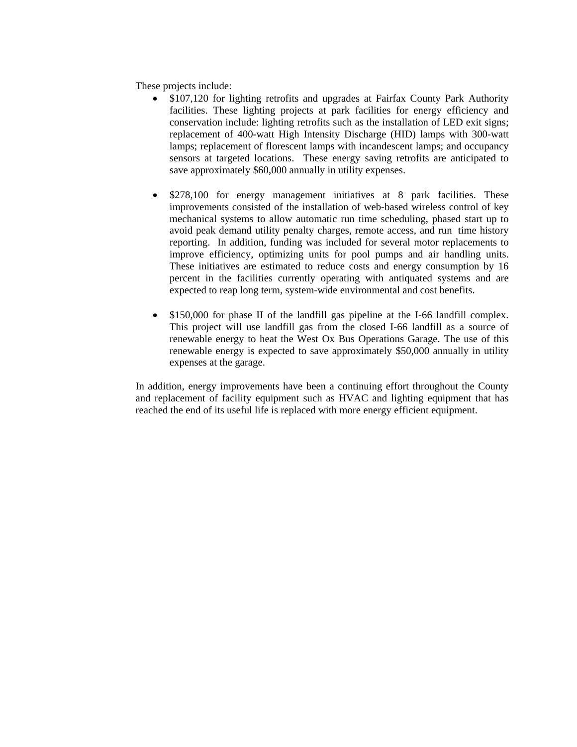These projects include:

- $107,120 for lighting retrofits and upgrades at Fairfax County Park Authority facilities. These lighting projects at park facilities for energy efficiency and conservation include: lighting retrofits such as the installation of LED exit signs; replacement of 400-watt High Intensity Discharge (HID) lamps with 300-watt lamps; replacement of florescent lamps with incandescent lamps; and occupancy sensors at targeted locations. These energy saving retrofits are anticipated to save approximately $60,000 annually in utility expenses.

- $278,100 for energy management initiatives at 8 park facilities. These improvements consisted of the installation of web-based wireless control of key mechanical systems to allow automatic run time scheduling, phased start up to avoid peak demand utility penalty charges, remote access, and run time history reporting. In addition, funding was included for several motor replacements to improve efficiency, optimizing units for pool pumps and air handling units. These initiatives are estimated to reduce costs and energy consumption by 16 percent in the facilities currently operating with antiquated systems and are expected to reap long term, system-wide environmental and cost benefits.

- $150,000 for phase II of the landfill gas pipeline at the I-66 landfill complex. This project will use landfill gas from the closed I-66 landfill as a source of renewable energy to heat the West Ox Bus Operations Garage. The use of this renewable energy is expected to save approximately $50,000 annually in utility expenses at the garage.

In addition, energy improvements have been a continuing effort throughout the County and replacement of facility equipment such as HVAC and lighting equipment that has reached the end of its useful life is replaced with more energy efficient equipment.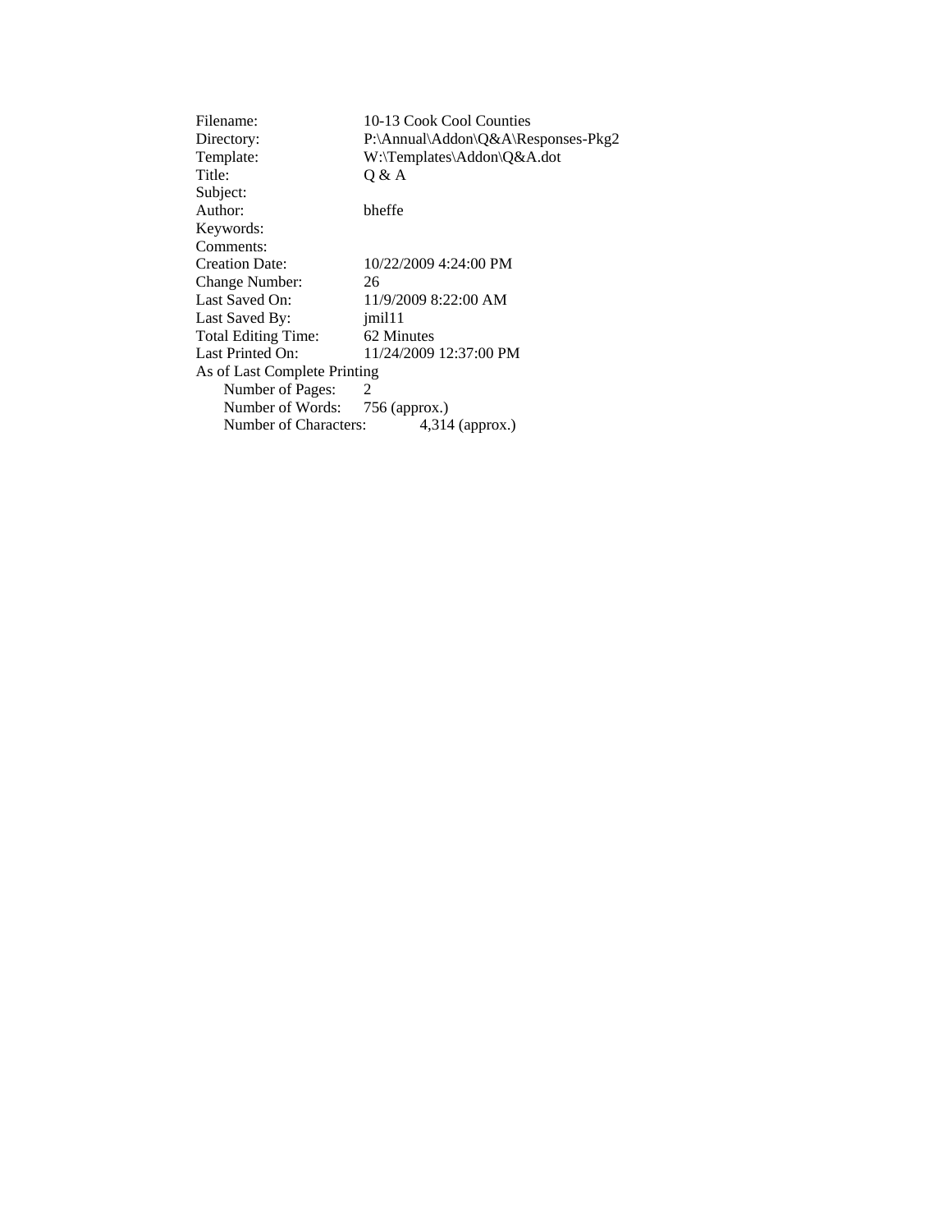Filename: 10-13 Cook Cool Counties
Directory: P:\Annual\Addon\Q&A\Responses-Pkg2
Template: W:\Templates\Addon\Q&A.dot
Title: Q & A
Subject:
Author: bheffe
Keywords:
Comments:
Creation Date: 10/22/2009 4:24:00 PM
Change Number: 26
Last Saved On: 11/9/2009 8:22:00 AM
Last Saved By: jmil11
Total Editing Time: 62 Minutes
Last Printed On: 11/24/2009 12:37:00 PM
As of Last Complete Printing
Number of Pages: 2
Number of Words: 756 (approx.)
Number of Characters: 4,314 (approx.)